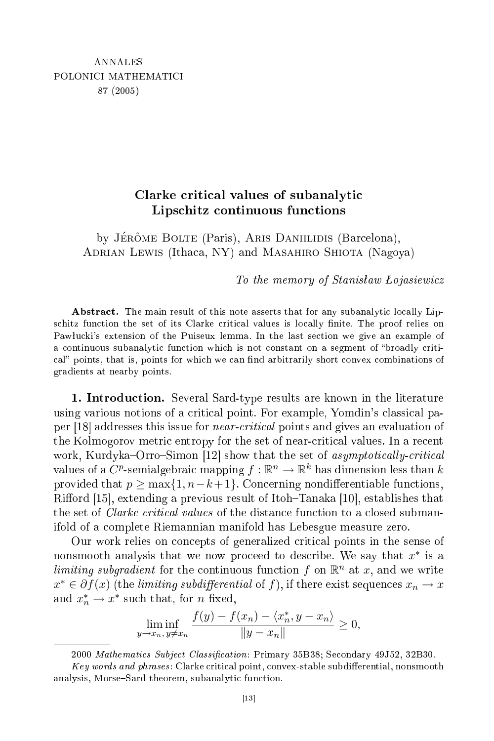ANNALES
POLONICI MATHEMATICI
87 (2005)

# Clarke critical values of subanalytic Lipschitz continuous functions

by Jérôme Bolte (Paris), Aris Daniilidis (Barcelona), Adrian Lewis (Ithaca, NY) and Masahiro Shiota (Nagoya)

*To the memory of Stanisław Łojasiewicz*

**Abstract.** The main result of this note asserts that for any subanalytic locally Lipschitz function the set of its Clarke critical values is locally finite. The proof relies on Pawłucki's extension of the Puiseux lemma. In the last section we give an example of a continuous subanalytic function which is not constant on a segment of "broadly critical" points, that is, points for which we can find arbitrarily short convex combinations of gradients at nearby points.

**1. Introduction.** Several Sard-type results are known in the literature using various notions of a critical point. For example, Yomdin's classical paper [18] addresses this issue for *near-critical* points and gives an evaluation of the Kolmogorov metric entropy for the set of near-critical values. In a recent work, Kurdyka–Orro–Simon [12] show that the set of *asymptotically-critical* values of a $C^p$-semialgebraic mapping $f : \mathbb{R}^n \to \mathbb{R}^k$ has dimension less than $k$ provided that $p \geq \max\{1, n-k+1\}$. Concerning nondifferentiable functions, Rifford [15], extending a previous result of Itoh–Tanaka [10], establishes that the set of *Clarke critical values* of the distance function to a closed submanifold of a complete Riemannian manifold has Lebesgue measure zero.

Our work relies on concepts of generalized critical points in the sense of nonsmooth analysis that we now proceed to describe. We say that $x^*$ is a *limiting subgradient* for the continuous function $f$ on $\mathbb{R}^n$ at $x$, and we write $x^* \in \partial f(x)$ (the *limiting subdifferential* of $f$), if there exist sequences $x_n \to x$ and $x_n^* \to x^*$ such that, for $n$ fixed,

$$\liminf_{y \to x_n,\, y \neq x_n} \frac{f(y) - f(x_n) - \langle x_n^*, y - x_n \rangle}{\|y - x_n\|} \geq 0,$$

2000 *Mathematics Subject Classification*: Primary 35B38; Secondary 49J52, 32B30.

*Key words and phrases*: Clarke critical point, convex-stable subdifferential, nonsmooth analysis, Morse–Sard theorem, subanalytic function.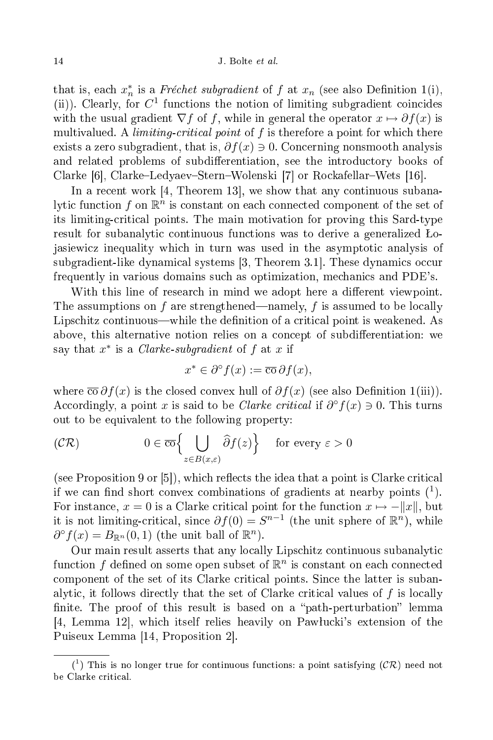that is, each $x_n^*$ is a *Fréchet subgradient* of $f$ at $x_n$ (see also Definition 1(i), (ii)). Clearly, for $C^1$ functions the notion of limiting subgradient coincides with the usual gradient $\nabla f$ of $f$, while in general the operator $x \mapsto \partial f(x)$ is multivalued. A *limiting-critical point* of $f$ is therefore a point for which there exists a zero subgradient, that is, $\partial f(x) \ni 0$. Concerning nonsmooth analysis and related problems of subdifferentiation, see the introductory books of Clarke [6], Clarke–Ledyaev–Stern–Wolenski [7] or Rockafellar–Wets [16].

In a recent work [4, Theorem 13], we show that any continuous subanalytic function $f$ on $\mathbb{R}^n$ is constant on each connected component of the set of its limiting-critical points. The main motivation for proving this Sard-type result for subanalytic continuous functions was to derive a generalized Łojasiewicz inequality which in turn was used in the asymptotic analysis of subgradient-like dynamical systems [3, Theorem 3.1]. These dynamics occur frequently in various domains such as optimization, mechanics and PDE's.

With this line of research in mind we adopt here a different viewpoint. The assumptions on $f$ are strengthened—namely, $f$ is assumed to be locally Lipschitz continuous—while the definition of a critical point is weakened. As above, this alternative notion relies on a concept of subdifferentiation: we say that $x^*$ is a *Clarke-subgradient* of $f$ at $x$ if

$$x^* \in \partial^\circ f(x) := \overline{\mathrm{co}}\, \partial f(x),$$

where $\overline{\mathrm{co}}\, \partial f(x)$ is the closed convex hull of $\partial f(x)$ (see also Definition 1(iii)). Accordingly, a point $x$ is said to be *Clarke critical* if $\partial^\circ f(x) \ni 0$. This turns out to be equivalent to the following property:

$$(\mathcal{CR}) \qquad 0 \in \overline{\mathrm{co}} \Big\{ \bigcup_{z \in B(x,\varepsilon)} \widehat{\partial} f(z) \Big\} \quad \text{for every } \varepsilon > 0$$

(see Proposition 9 or [5]), which reflects the idea that a point is Clarke critical if we can find short convex combinations of gradients at nearby points ([1]). For instance, $x = 0$ is a Clarke critical point for the function $x \mapsto -\|x\|$, but it is not limiting-critical, since $\partial f(0) = S^{n-1}$ (the unit sphere of $\mathbb{R}^n$), while $\partial^\circ f(x) = B_{\mathbb{R}^n}(0, 1)$ (the unit ball of $\mathbb{R}^n$).

Our main result asserts that any locally Lipschitz continuous subanalytic function $f$ defined on some open subset of $\mathbb{R}^n$ is constant on each connected component of the set of its Clarke critical points. Since the latter is subanalytic, it follows directly that the set of Clarke critical values of $f$ is locally finite. The proof of this result is based on a "path-perturbation" lemma [4, Lemma 12], which itself relies heavily on Pawłucki's extension of the Puiseux Lemma [14, Proposition 2].

---

([1]) This is no longer true for continuous functions: a point satisfying $(\mathcal{CR})$ need not be Clarke critical.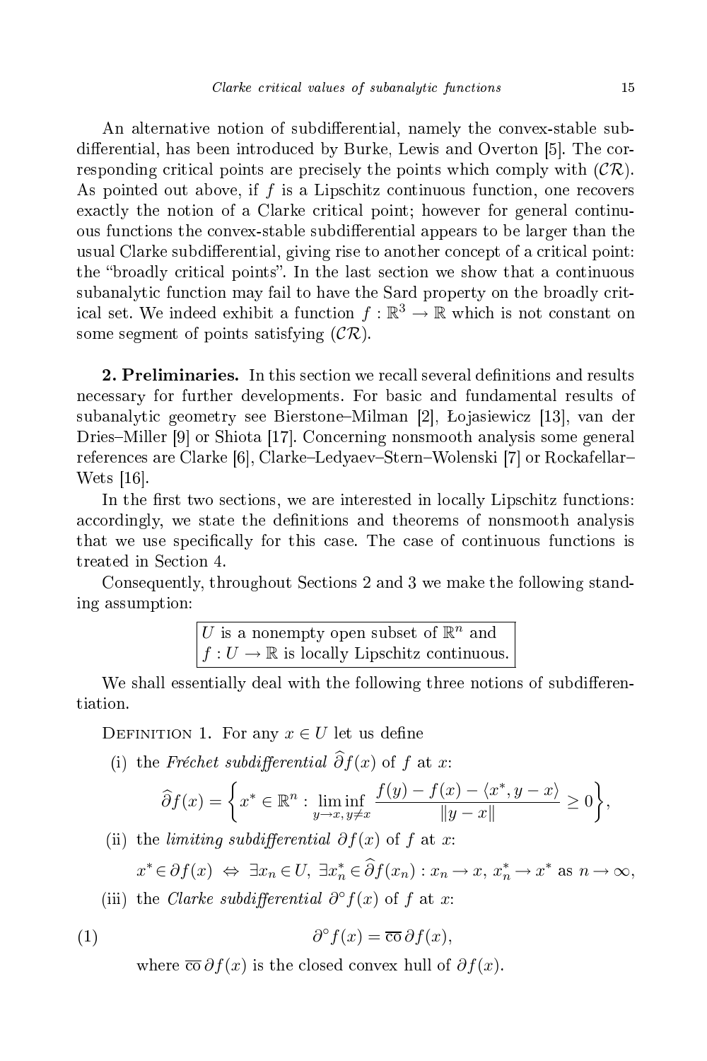An alternative notion of subdifferential, namely the convex-stable subdifferential, has been introduced by Burke, Lewis and Overton [5]. The corresponding critical points are precisely the points which comply with $(\mathcal{CR})$. As pointed out above, if $f$ is a Lipschitz continuous function, one recovers exactly the notion of a Clarke critical point; however for general continuous functions the convex-stable subdifferential appears to be larger than the usual Clarke subdifferential, giving rise to another concept of a critical point: the "broadly critical points". In the last section we show that a continuous subanalytic function may fail to have the Sard property on the broadly critical set. We indeed exhibit a function $f : \mathbb{R}^3 \to \mathbb{R}$ which is not constant on some segment of points satisfying $(\mathcal{CR})$.

**2. Preliminaries.** In this section we recall several definitions and results necessary for further developments. For basic and fundamental results of subanalytic geometry see Bierstone–Milman [2], Łojasiewicz [13], van der Dries–Miller [9] or Shiota [17]. Concerning nonsmooth analysis some general references are Clarke [6], Clarke–Ledyaev–Stern–Wolenski [7] or Rockafellar–Wets [16].

In the first two sections, we are interested in locally Lipschitz functions: accordingly, we state the definitions and theorems of nonsmooth analysis that we use specifically for this case. The case of continuous functions is treated in Section 4.

Consequently, throughout Sections 2 and 3 we make the following standing assumption:

$U$ is a nonempty open subset of $\mathbb{R}^n$ and
$f : U \to \mathbb{R}$ is locally Lipschitz continuous.

We shall essentially deal with the following three notions of subdifferentiation.

Definition 1. For any $x \in U$ let us define

(i) the *Fréchet subdifferential* $\widehat{\partial} f(x)$ of $f$ at $x$:

$$\widehat{\partial} f(x) = \left\{ x^* \in \mathbb{R}^n : \liminf_{y \to x,\, y \neq x} \frac{f(y) - f(x) - \langle x^*, y - x\rangle}{\|y - x\|} \geq 0 \right\},$$

(ii) the *limiting subdifferential* $\partial f(x)$ of $f$ at $x$:

$$x^* \in \partial f(x) \;\Leftrightarrow\; \exists x_n \in U,\ \exists x_n^* \in \widehat{\partial} f(x_n) : x_n \to x,\ x_n^* \to x^* \text{ as } n \to \infty,$$

(iii) the *Clarke subdifferential* $\partial^\circ f(x)$ of $f$ at $x$:

$$\partial^\circ f(x) = \overline{\mathrm{co}}\, \partial f(x), \tag{1}$$

where $\overline{\mathrm{co}}\, \partial f(x)$ is the closed convex hull of $\partial f(x)$.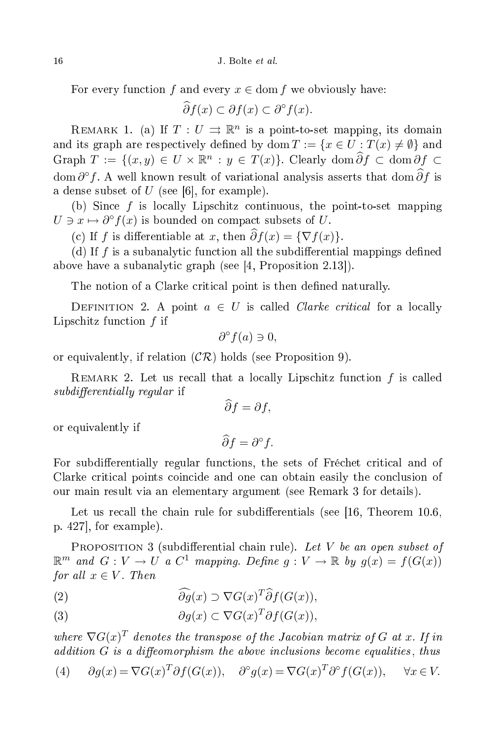For every function $f$ and every $x \in \operatorname{dom} f$ we obviously have:

$$\widehat{\partial} f(x) \subset \partial f(x) \subset \partial^{\circ} f(x).$$

Remark 1. (a) If $T : U \rightrightarrows \mathbb{R}^n$ is a point-to-set mapping, its domain and its graph are respectively defined by $\operatorname{dom} T := \{x \in U : T(x) \neq \emptyset\}$ and $\operatorname{Graph} T := \{(x, y) \in U \times \mathbb{R}^n : y \in T(x)\}$. Clearly $\operatorname{dom} \widehat{\partial} f \subset \operatorname{dom} \partial f \subset \operatorname{dom} \partial^{\circ} f$. A well known result of variational analysis asserts that $\operatorname{dom} \widehat{\partial} f$ is a dense subset of $U$ (see [6], for example).

(b) Since $f$ is locally Lipschitz continuous, the point-to-set mapping $U \ni x \mapsto \partial^{\circ} f(x)$ is bounded on compact subsets of $U$.

(c) If $f$ is differentiable at $x$, then $\widehat{\partial} f(x) = \{\nabla f(x)\}$.

(d) If $f$ is a subanalytic function all the subdifferential mappings defined above have a subanalytic graph (see [4, Proposition 2.13]).

The notion of a Clarke critical point is then defined naturally.

Definition 2. A point $a \in U$ is called *Clarke critical* for a locally Lipschitz function $f$ if

$$\partial^{\circ} f(a) \ni 0,$$

or equivalently, if relation $(\mathcal{CR})$ holds (see Proposition 9).

Remark 2. Let us recall that a locally Lipschitz function $f$ is called *subdifferentially regular* if

$$\widehat{\partial} f = \partial f,$$

or equivalently if

$$\widehat{\partial} f = \partial^{\circ} f.$$

For subdifferentially regular functions, the sets of Fréchet critical and of Clarke critical points coincide and one can obtain easily the conclusion of our main result via an elementary argument (see Remark 3 for details).

Let us recall the chain rule for subdifferentials (see [16, Theorem 10.6, p. 427], for example).

Proposition 3 (subdifferential chain rule). *Let $V$ be an open subset of $\mathbb{R}^m$ and $G : V \to U$ a $C^1$ mapping. Define $g : V \to \mathbb{R}$ by $g(x) = f(G(x))$ for all $x \in V$. Then*

$$\widehat{\partial g}(x) \supset \nabla G(x)^T \widehat{\partial} f(G(x)), \tag{2}$$

$$\partial g(x) \subset \nabla G(x)^T \partial f(G(x)), \tag{3}$$

*where $\nabla G(x)^T$ denotes the transpose of the Jacobian matrix of $G$ at $x$. If in addition $G$ is a diffeomorphism the above inclusions become equalities, thus*

$$\partial g(x) = \nabla G(x)^T \partial f(G(x)), \quad \partial^{\circ} g(x) = \nabla G(x)^T \partial^{\circ} f(G(x)), \quad \forall x \in V. \tag{4}$$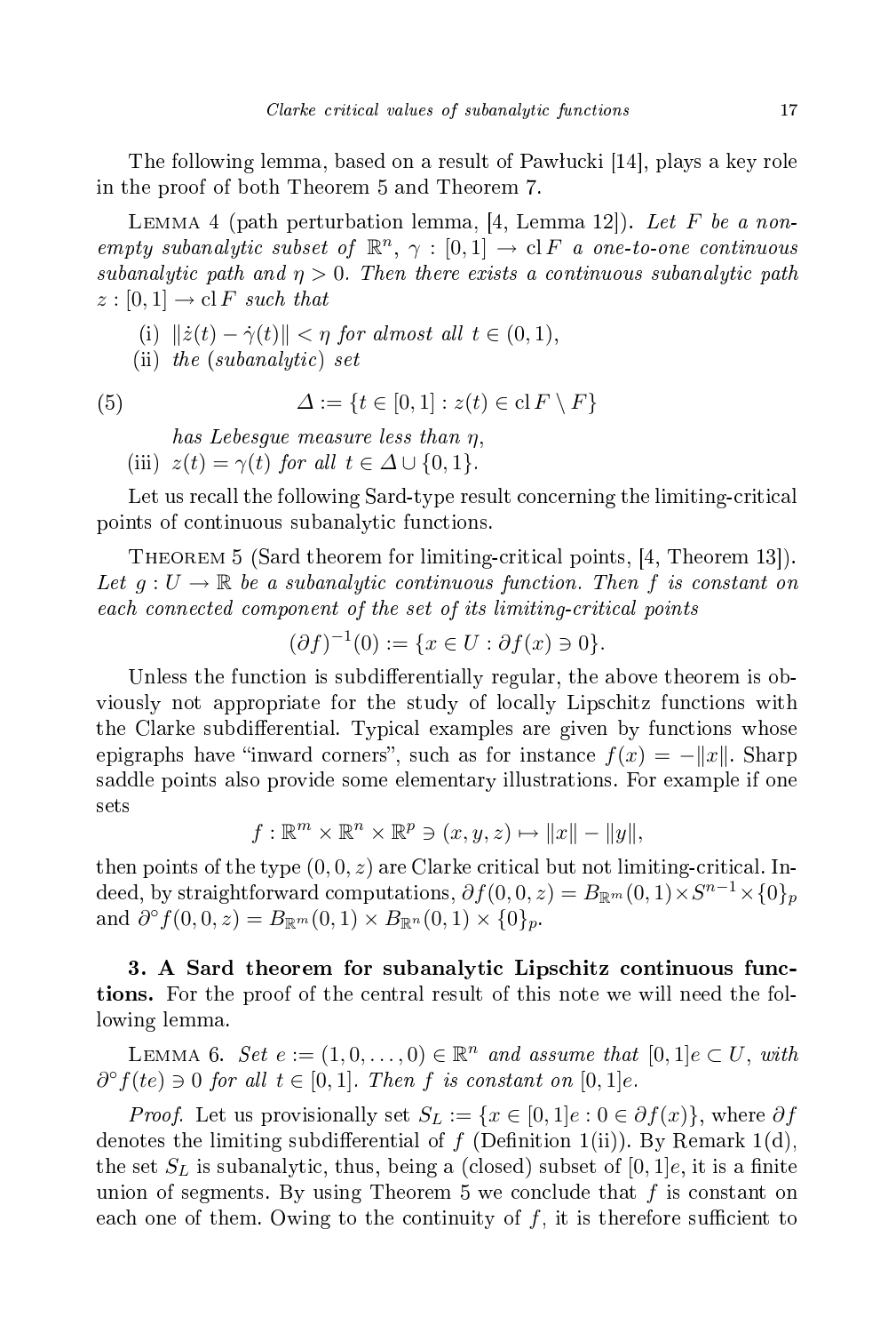The following lemma, based on a result of Pawłucki [14], plays a key role in the proof of both Theorem 5 and Theorem 7.

Lemma 4 (path perturbation lemma, [4, Lemma 12]). *Let $F$ be a nonempty subanalytic subset of $\mathbb{R}^n$, $\gamma : [0,1] \to \operatorname{cl} F$ a one-to-one continuous subanalytic path and $\eta > 0$. Then there exists a continuous subanalytic path $z : [0,1] \to \operatorname{cl} F$ such that*

(i) *$\|\dot{z}(t) - \dot{\gamma}(t)\| < \eta$ for almost all $t \in (0,1)$,*

(ii) *the (subanalytic) set*

$$\Delta := \{t \in [0,1] : z(t) \in \operatorname{cl} F \setminus F\} \tag{5}$$

*has Lebesgue measure less than $\eta$,*

(iii) *$z(t) = \gamma(t)$ for all $t \in \Delta \cup \{0,1\}$.*

Let us recall the following Sard-type result concerning the limiting-critical points of continuous subanalytic functions.

Theorem 5 (Sard theorem for limiting-critical points, [4, Theorem 13]). *Let $g : U \to \mathbb{R}$ be a subanalytic continuous function. Then $f$ is constant on each connected component of the set of its limiting-critical points*

$$(\partial f)^{-1}(0) := \{x \in U : \partial f(x) \ni 0\}.$$

Unless the function is subdifferentially regular, the above theorem is obviously not appropriate for the study of locally Lipschitz functions with the Clarke subdifferential. Typical examples are given by functions whose epigraphs have "inward corners", such as for instance $f(x) = -\|x\|$. Sharp saddle points also provide some elementary illustrations. For example if one sets

$$f : \mathbb{R}^m \times \mathbb{R}^n \times \mathbb{R}^p \ni (x,y,z) \mapsto \|x\| - \|y\|,$$

then points of the type $(0,0,z)$ are Clarke critical but not limiting-critical. Indeed, by straightforward computations, $\partial f(0,0,z) = B_{\mathbb{R}^m}(0,1) \times S^{n-1} \times \{0\}_p$ and $\partial^\circ f(0,0,z) = B_{\mathbb{R}^m}(0,1) \times B_{\mathbb{R}^n}(0,1) \times \{0\}_p$.

## 3. A Sard theorem for subanalytic Lipschitz continuous functions.

For the proof of the central result of this note we will need the following lemma.

Lemma 6. *Set $e := (1,0,\dots,0) \in \mathbb{R}^n$ and assume that $[0,1]e \subset U$, with $\partial^\circ f(te) \ni 0$ for all $t \in [0,1]$. Then $f$ is constant on $[0,1]e$.*

*Proof.* Let us provisionally set $S_L := \{x \in [0,1]e : 0 \in \partial f(x)\}$, where $\partial f$ denotes the limiting subdifferential of $f$ (Definition 1(ii)). By Remark 1(d), the set $S_L$ is subanalytic, thus, being a (closed) subset of $[0,1]e$, it is a finite union of segments. By using Theorem 5 we conclude that $f$ is constant on each one of them. Owing to the continuity of $f$, it is therefore sufficient to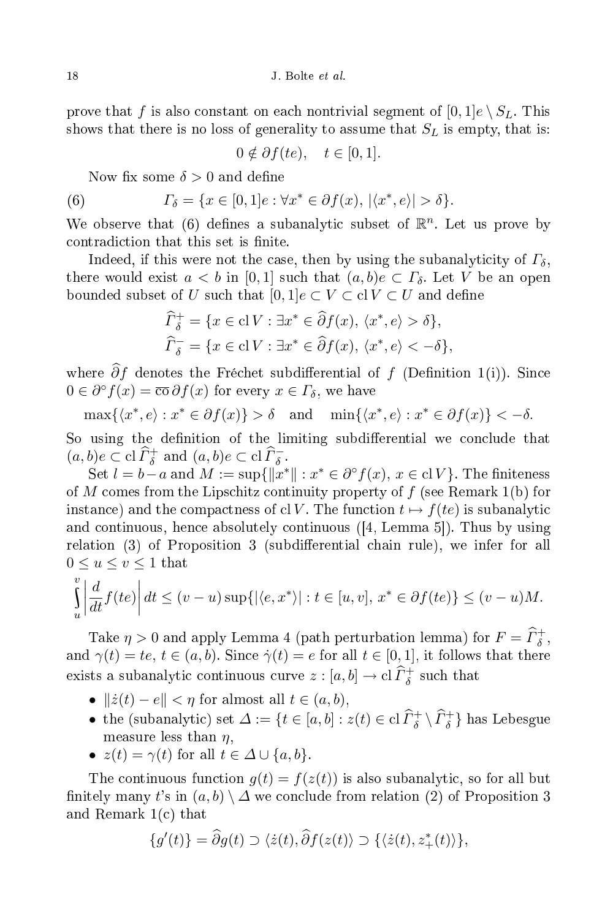prove that $f$ is also constant on each nontrivial segment of $[0,1]e \setminus S_L$. This shows that there is no loss of generality to assume that $S_L$ is empty, that is:

$$0 \notin \partial f(te), \quad t \in [0,1].$$

Now fix some $\delta > 0$ and define

$$\Gamma_\delta = \{x \in [0,1]e : \forall x^* \in \partial f(x),\ |\langle x^*, e\rangle| > \delta\}. \tag{6}$$

We observe that (6) defines a subanalytic subset of $\mathbb{R}^n$. Let us prove by contradiction that this set is finite.

Indeed, if this were not the case, then by using the subanalyticity of $\Gamma_\delta$, there would exist $a < b$ in $[0,1]$ such that $(a,b)e \subset \Gamma_\delta$. Let $V$ be an open bounded subset of $U$ such that $[0,1]e \subset V \subset \operatorname{cl} V \subset U$ and define

$$\widehat{\Gamma}_\delta^+ = \{x \in \operatorname{cl} V : \exists x^* \in \widehat{\partial} f(x),\ \langle x^*, e\rangle > \delta\},$$
$$\widehat{\Gamma}_\delta^- = \{x \in \operatorname{cl} V : \exists x^* \in \widehat{\partial} f(x),\ \langle x^*, e\rangle < -\delta\},$$

where $\widehat{\partial} f$ denotes the Fréchet subdifferential of $f$ (Definition 1(i)). Since $0 \in \partial^\circ f(x) = \overline{\text{co}}\, \partial f(x)$ for every $x \in \Gamma_\delta$, we have

$$\max\{\langle x^*, e\rangle : x^* \in \partial f(x)\} > \delta \quad \text{and} \quad \min\{\langle x^*, e\rangle : x^* \in \partial f(x)\} < -\delta.$$

So using the definition of the limiting subdifferential we conclude that $(a,b)e \subset \operatorname{cl} \widehat{\Gamma}_\delta^+$ and $(a,b)e \subset \operatorname{cl} \widehat{\Gamma}_\delta^-$.

Set $l = b - a$ and $M := \sup\{\|x^*\| : x^* \in \partial^\circ f(x),\ x \in \operatorname{cl} V\}$. The finiteness of $M$ comes from the Lipschitz continuity property of $f$ (see Remark 1(b) for instance) and the compactness of $\operatorname{cl} V$. The function $t \mapsto f(te)$ is subanalytic and continuous, hence absolutely continuous ([4, Lemma 5]). Thus by using relation (3) of Proposition 3 (subdifferential chain rule), we infer for all $0 \le u \le v \le 1$ that

$$\int_u^v \left| \frac{d}{dt} f(te) \right| dt \le (v-u) \sup\{|\langle e, x^*\rangle| : t \in [u,v],\ x^* \in \partial f(te)\} \le (v-u)M.$$

Take $\eta > 0$ and apply Lemma 4 (path perturbation lemma) for $F = \widehat{\Gamma}_\delta^+$, and $\gamma(t) = te$, $t \in (a,b)$. Since $\dot{\gamma}(t) = e$ for all $t \in [0,1]$, it follows that there exists a subanalytic continuous curve $z : [a,b] \to \operatorname{cl} \widehat{\Gamma}_\delta^+$ such that

- $\|\dot{z}(t) - e\| < \eta$ for almost all $t \in (a,b)$,
- the (subanalytic) set $\Delta := \{t \in [a,b] : z(t) \in \operatorname{cl} \widehat{\Gamma}_\delta^+ \setminus \widehat{\Gamma}_\delta^+\}$ has Lebesgue measure less than $\eta$,
- $z(t) = \gamma(t)$ for all $t \in \Delta \cup \{a,b\}$.

The continuous function $g(t) = f(z(t))$ is also subanalytic, so for all but finitely many $t$'s in $(a,b) \setminus \Delta$ we conclude from relation (2) of Proposition 3 and Remark 1(c) that

$$\{g'(t)\} = \widehat{\partial} g(t) \supset \langle \dot{z}(t), \widehat{\partial} f(z(t))\rangle \supset \{\langle \dot{z}(t), z_+^*(t)\rangle\},$$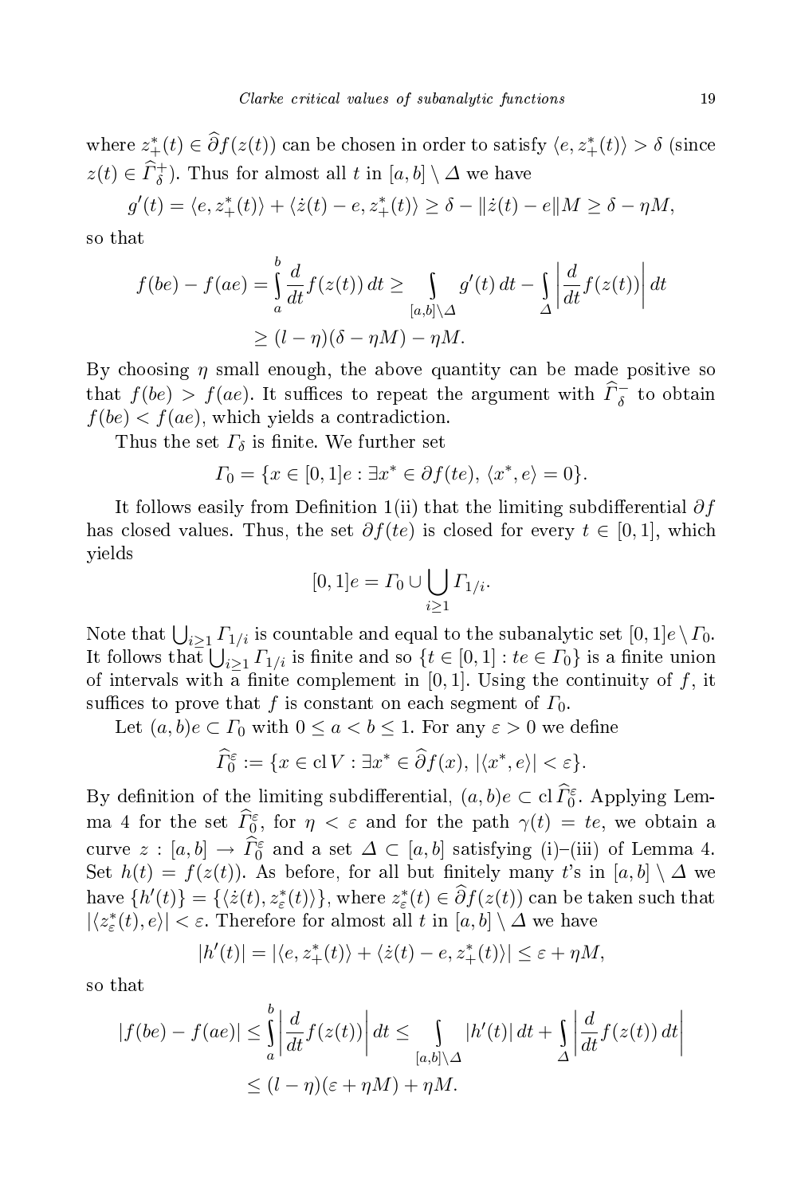where $z_+^*(t) \in \widehat{\partial} f(z(t))$ can be chosen in order to satisfy $\langle e, z_+^*(t)\rangle > \delta$ (since $z(t) \in \widehat{\Gamma}_\delta^+$). Thus for almost all $t$ in $[a,b] \setminus \Delta$ we have

$$g'(t) = \langle e, z_+^*(t)\rangle + \langle \dot{z}(t) - e, z_+^*(t)\rangle \geq \delta - \|\dot{z}(t) - e\| M \geq \delta - \eta M,$$

so that

$$\begin{aligned} f(be) - f(ae) &= \int_a^b \frac{d}{dt} f(z(t))\, dt \geq \int_{[a,b]\setminus\Delta} g'(t)\, dt - \int_\Delta \left| \frac{d}{dt} f(z(t)) \right| dt \\ &\geq (l - \eta)(\delta - \eta M) - \eta M. \end{aligned}$$

By choosing $\eta$ small enough, the above quantity can be made positive so that $f(be) > f(ae)$. It suffices to repeat the argument with $\widehat{\Gamma}_\delta^-$ to obtain $f(be) < f(ae)$, which yields a contradiction.

Thus the set $\Gamma_\delta$ is finite. We further set

$$\Gamma_0 = \{x \in [0,1]e : \exists x^* \in \partial f(te),\ \langle x^*, e\rangle = 0\}.$$

It follows easily from Definition 1(ii) that the limiting subdifferential $\partial f$ has closed values. Thus, the set $\partial f(te)$ is closed for every $t \in [0,1]$, which yields

$$[0,1]e = \Gamma_0 \cup \bigcup_{i \geq 1} \Gamma_{1/i}.$$

Note that $\bigcup_{i\geq 1} \Gamma_{1/i}$ is countable and equal to the subanalytic set $[0,1]e \setminus \Gamma_0$. It follows that $\bigcup_{i\geq 1} \Gamma_{1/i}$ is finite and so $\{t \in [0,1] : te \in \Gamma_0\}$ is a finite union of intervals with a finite complement in $[0,1]$. Using the continuity of $f$, it suffices to prove that $f$ is constant on each segment of $\Gamma_0$.

Let $(a,b)e \subset \Gamma_0$ with $0 \leq a < b \leq 1$. For any $\varepsilon > 0$ we define

$$\widehat{\Gamma}_0^\varepsilon := \{x \in \operatorname{cl} V : \exists x^* \in \widehat{\partial} f(x),\ |\langle x^*, e\rangle| < \varepsilon\}.$$

By definition of the limiting subdifferential, $(a,b)e \subset \operatorname{cl} \widehat{\Gamma}_0^\varepsilon$. Applying Lemma 4 for the set $\widehat{\Gamma}_0^\varepsilon$, for $\eta < \varepsilon$ and for the path $\gamma(t) = te$, we obtain a curve $z : [a,b] \to \widehat{\Gamma}_0^\varepsilon$ and a set $\Delta \subset [a,b]$ satisfying (i)–(iii) of Lemma 4. Set $h(t) = f(z(t))$. As before, for all but finitely many $t$'s in $[a,b] \setminus \Delta$ we have $\{h'(t)\} = \{\langle \dot{z}(t), z_\varepsilon^*(t)\rangle\}$, where $z_\varepsilon^*(t) \in \widehat{\partial} f(z(t))$ can be taken such that $|\langle z_\varepsilon^*(t), e\rangle| < \varepsilon$. Therefore for almost all $t$ in $[a,b] \setminus \Delta$ we have

$$|h'(t)| = |\langle e, z_+^*(t)\rangle + \langle \dot{z}(t) - e, z_+^*(t)\rangle| \leq \varepsilon + \eta M,$$

so that

$$\begin{aligned} |f(be) - f(ae)| &\leq \int_a^b \left| \frac{d}{dt} f(z(t)) \right| dt \leq \int_{[a,b]\setminus\Delta} |h'(t)|\, dt + \int_\Delta \left| \frac{d}{dt} f(z(t))\, dt \right| \\ &\leq (l - \eta)(\varepsilon + \eta M) + \eta M. \end{aligned}$$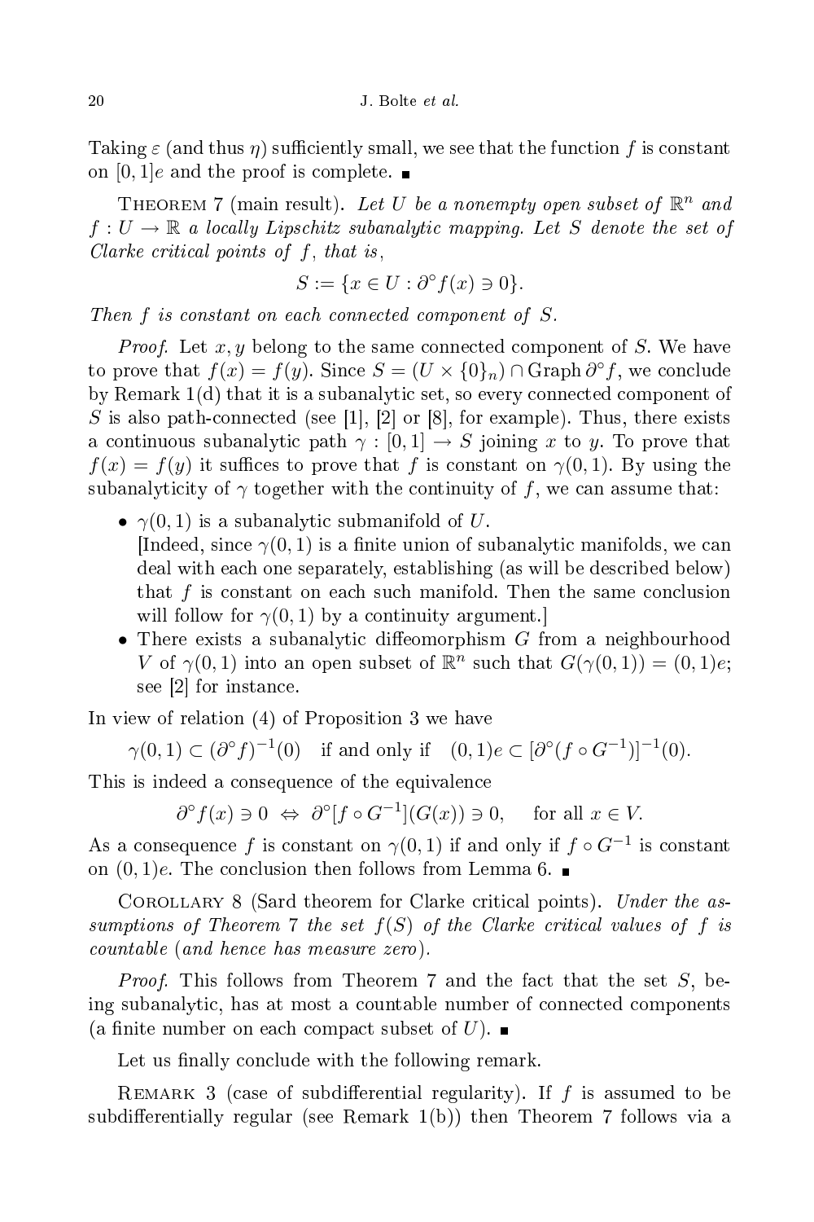Taking $\varepsilon$ (and thus $\eta$) sufficiently small, we see that the function $f$ is constant on $[0,1]e$ and the proof is complete. ∎

Theorem 7 (main result). *Let $U$ be a nonempty open subset of $\mathbb{R}^n$ and $f : U \to \mathbb{R}$ a locally Lipschitz subanalytic mapping. Let $S$ denote the set of Clarke critical points of $f$, that is,*

$$S := \{x \in U : \partial^\circ f(x) \ni 0\}.$$

*Then $f$ is constant on each connected component of $S$.*

*Proof.* Let $x, y$ belong to the same connected component of $S$. We have to prove that $f(x) = f(y)$. Since $S = (U \times \{0\}_n) \cap \operatorname{Graph} \partial^\circ f$, we conclude by Remark 1(d) that it is a subanalytic set, so every connected component of $S$ is also path-connected (see [1], [2] or [8], for example). Thus, there exists a continuous subanalytic path $\gamma : [0,1] \to S$ joining $x$ to $y$. To prove that $f(x) = f(y)$ it suffices to prove that $f$ is constant on $\gamma(0,1)$. By using the subanalyticity of $\gamma$ together with the continuity of $f$, we can assume that:

- $\gamma(0,1)$ is a subanalytic submanifold of $U$.
  [Indeed, since $\gamma(0,1)$ is a finite union of subanalytic manifolds, we can deal with each one separately, establishing (as will be described below) that $f$ is constant on each such manifold. Then the same conclusion will follow for $\gamma(0,1)$ by a continuity argument.]
- There exists a subanalytic diffeomorphism $G$ from a neighbourhood $V$ of $\gamma(0,1)$ into an open subset of $\mathbb{R}^n$ such that $G(\gamma(0,1)) = (0,1)e$; see [2] for instance.

In view of relation (4) of Proposition 3 we have

$$\gamma(0,1) \subset (\partial^\circ f)^{-1}(0) \quad \text{if and only if} \quad (0,1)e \subset [\partial^\circ (f \circ G^{-1})]^{-1}(0).$$

This is indeed a consequence of the equivalence

$$\partial^\circ f(x) \ni 0 \;\Leftrightarrow\; \partial^\circ [f \circ G^{-1}](G(x)) \ni 0, \qquad \text{for all } x \in V.$$

As a consequence $f$ is constant on $\gamma(0,1)$ if and only if $f \circ G^{-1}$ is constant on $(0,1)e$. The conclusion then follows from Lemma 6. ∎

Corollary 8 (Sard theorem for Clarke critical points). *Under the assumptions of Theorem 7 the set $f(S)$ of the Clarke critical values of $f$ is countable (and hence has measure zero).*

*Proof.* This follows from Theorem 7 and the fact that the set $S$, being subanalytic, has at most a countable number of connected components (a finite number on each compact subset of $U$). ∎

Let us finally conclude with the following remark.

Remark 3 (case of subdifferential regularity). If $f$ is assumed to be subdifferentially regular (see Remark 1(b)) then Theorem 7 follows via a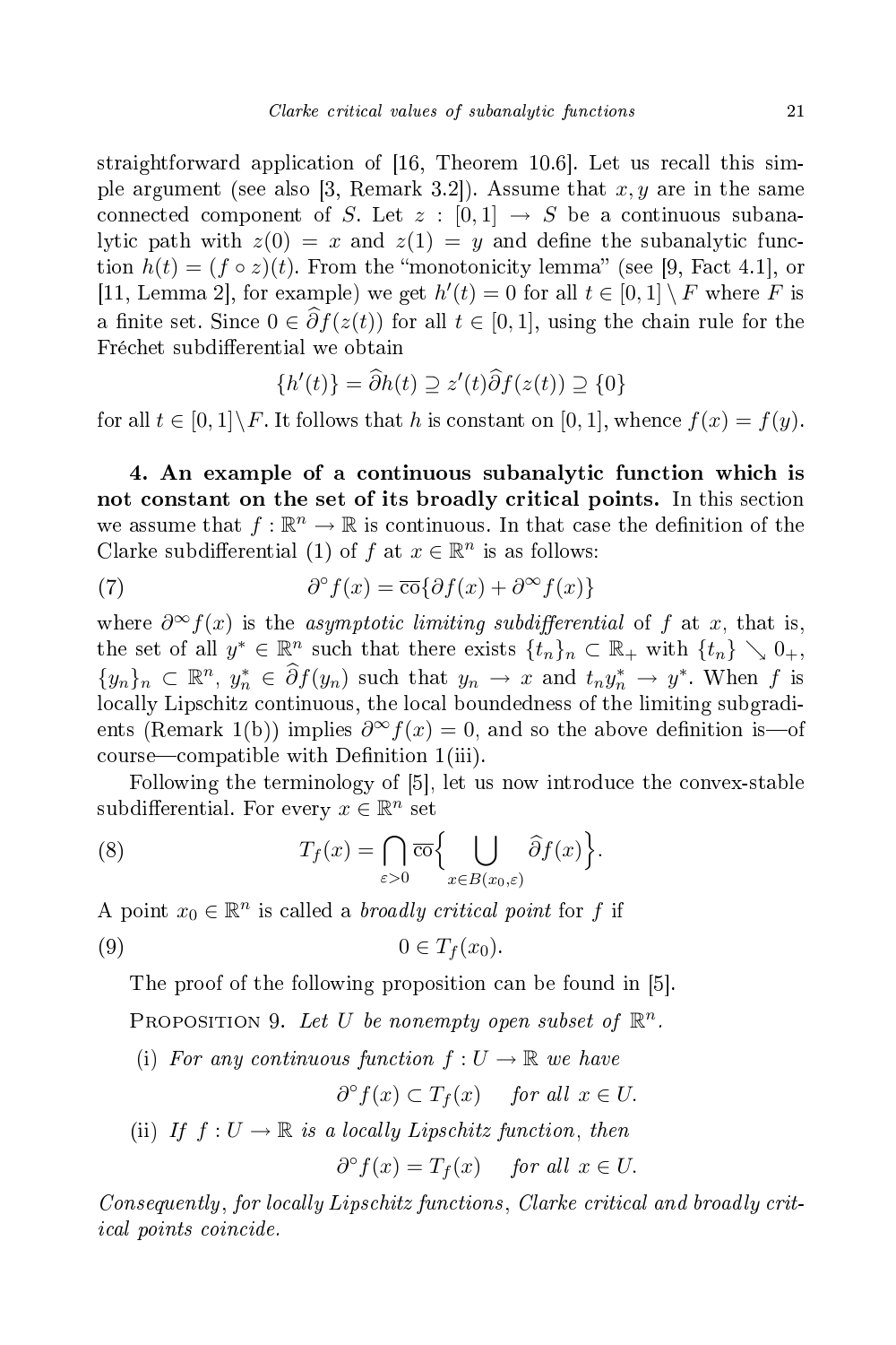straightforward application of [16, Theorem 10.6]. Let us recall this simple argument (see also [3, Remark 3.2]). Assume that $x, y$ are in the same connected component of $S$. Let $z : [0,1] \to S$ be a continuous subanalytic path with $z(0) = x$ and $z(1) = y$ and define the subanalytic function $h(t) = (f \circ z)(t)$. From the "monotonicity lemma" (see [9, Fact 4.1], or [11, Lemma 2], for example) we get $h'(t) = 0$ for all $t \in [0,1] \setminus F$ where $F$ is a finite set. Since $0 \in \widehat{\partial} f(z(t))$ for all $t \in [0,1]$, using the chain rule for the Fréchet subdifferential we obtain

$$\{h'(t)\} = \widehat{\partial} h(t) \supseteq z'(t)\widehat{\partial} f(z(t)) \supseteq \{0\}$$

for all $t \in [0,1] \setminus F$. It follows that $h$ is constant on $[0,1]$, whence $f(x) = f(y)$.

**4. An example of a continuous subanalytic function which is not constant on the set of its broadly critical points.** In this section we assume that $f : \mathbb{R}^n \to \mathbb{R}$ is continuous. In that case the definition of the Clarke subdifferential (1) of $f$ at $x \in \mathbb{R}^n$ is as follows:

$$\partial^\circ f(x) = \overline{\mathrm{co}}\{\partial f(x) + \partial^\infty f(x)\} \tag{7}$$

where $\partial^\infty f(x)$ is the *asymptotic limiting subdifferential* of $f$ at $x$, that is, the set of all $y^* \in \mathbb{R}^n$ such that there exists $\{t_n\}_n \subset \mathbb{R}_+$ with $\{t_n\} \searrow 0_+$, $\{y_n\}_n \subset \mathbb{R}^n$, $y_n^* \in \widehat{\partial} f(y_n)$ such that $y_n \to x$ and $t_n y_n^* \to y^*$. When $f$ is locally Lipschitz continuous, the local boundedness of the limiting subgradients (Remark 1(b)) implies $\partial^\infty f(x) = 0$, and so the above definition is—of course—compatible with Definition 1(iii).

Following the terminology of [5], let us now introduce the convex-stable subdifferential. For every $x \in \mathbb{R}^n$ set

$$T_f(x) = \bigcap_{\varepsilon > 0} \overline{\mathrm{co}}\Big\{ \bigcup_{x \in B(x_0, \varepsilon)} \widehat{\partial} f(x) \Big\}. \tag{8}$$

A point $x_0 \in \mathbb{R}^n$ is called a *broadly critical point* for $f$ if

$$0 \in T_f(x_0). \tag{9}$$

The proof of the following proposition can be found in [5].

PROPOSITION 9. *Let $U$ be nonempty open subset of $\mathbb{R}^n$.*

(i) *For any continuous function $f : U \to \mathbb{R}$ we have*

$$\partial^\circ f(x) \subset T_f(x) \quad \text{for all } x \in U.$$

(ii) *If $f : U \to \mathbb{R}$ is a locally Lipschitz function, then*

$$\partial^\circ f(x) = T_f(x) \quad \text{for all } x \in U.$$

*Consequently, for locally Lipschitz functions, Clarke critical and broadly critical points coincide.*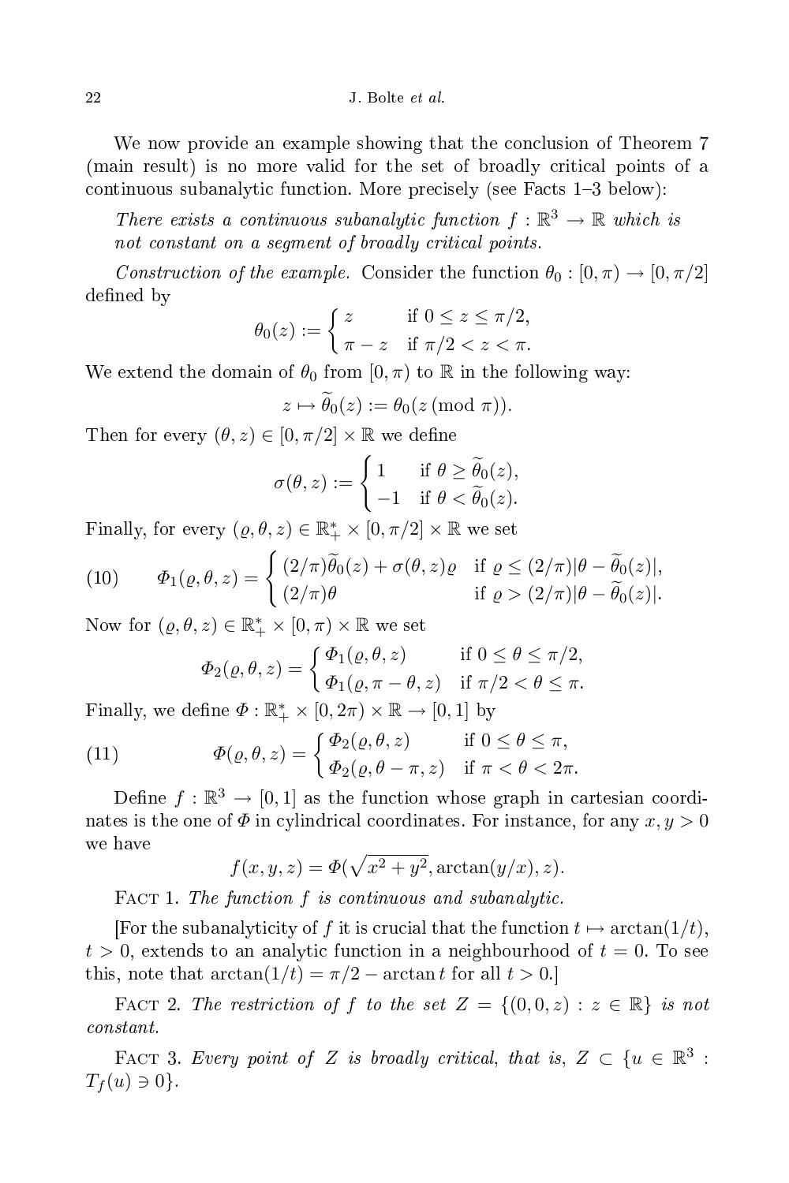We now provide an example showing that the conclusion of Theorem 7 (main result) is no more valid for the set of broadly critical points of a continuous subanalytic function. More precisely (see Facts 1–3 below):

*There exists a continuous subanalytic function $f : \mathbb{R}^3 \to \mathbb{R}$ which is not constant on a segment of broadly critical points.*

*Construction of the example.* Consider the function $\theta_0 : [0, \pi) \to [0, \pi/2]$ defined by

$$\theta_0(z) := \begin{cases} z & \text{if } 0 \le z \le \pi/2, \\ \pi - z & \text{if } \pi/2 < z < \pi. \end{cases}$$

We extend the domain of $\theta_0$ from $[0, \pi)$ to $\mathbb{R}$ in the following way:

$$z \mapsto \widetilde{\theta}_0(z) := \theta_0(z \,(\mathrm{mod}\ \pi)).$$

Then for every $(\theta, z) \in [0, \pi/2] \times \mathbb{R}$ we define

$$\sigma(\theta, z) := \begin{cases} 1 & \text{if } \theta \ge \widetilde{\theta}_0(z), \\ -1 & \text{if } \theta < \widetilde{\theta}_0(z). \end{cases}$$

Finally, for every $(\varrho, \theta, z) \in \mathbb{R}_+^* \times [0, \pi/2] \times \mathbb{R}$ we set

$$\Phi_1(\varrho, \theta, z) = \begin{cases} (2/\pi)\widetilde{\theta}_0(z) + \sigma(\theta, z)\varrho & \text{if } \varrho \le (2/\pi)|\theta - \widetilde{\theta}_0(z)|, \\ (2/\pi)\theta & \text{if } \varrho > (2/\pi)|\theta - \widetilde{\theta}_0(z)|. \end{cases} \tag{10}$$

Now for $(\varrho, \theta, z) \in \mathbb{R}_+^* \times [0, \pi) \times \mathbb{R}$ we set

$$\Phi_2(\varrho, \theta, z) = \begin{cases} \Phi_1(\varrho, \theta, z) & \text{if } 0 \le \theta \le \pi/2, \\ \Phi_1(\varrho, \pi - \theta, z) & \text{if } \pi/2 < \theta \le \pi. \end{cases}$$

Finally, we define $\Phi : \mathbb{R}_+^* \times [0, 2\pi) \times \mathbb{R} \to [0, 1]$ by

$$\Phi(\varrho, \theta, z) = \begin{cases} \Phi_2(\varrho, \theta, z) & \text{if } 0 \le \theta \le \pi, \\ \Phi_2(\varrho, \theta - \pi, z) & \text{if } \pi < \theta < 2\pi. \end{cases} \tag{11}$$

Define $f : \mathbb{R}^3 \to [0, 1]$ as the function whose graph in cartesian coordinates is the one of $\Phi$ in cylindrical coordinates. For instance, for any $x, y > 0$ we have

$$f(x, y, z) = \Phi(\sqrt{x^2 + y^2}, \arctan(y/x), z).$$

Fact 1. *The function $f$ is continuous and subanalytic.*

[For the subanalyticity of $f$ it is crucial that the function $t \mapsto \arctan(1/t)$, $t > 0$, extends to an analytic function in a neighbourhood of $t = 0$. To see this, note that $\arctan(1/t) = \pi/2 - \arctan t$ for all $t > 0$.]

Fact 2. *The restriction of $f$ to the set $Z = \{(0, 0, z) : z \in \mathbb{R}\}$ is not constant.*

Fact 3. *Every point of $Z$ is broadly critical, that is, $Z \subset \{u \in \mathbb{R}^3 : T_f(u) \ni 0\}$.*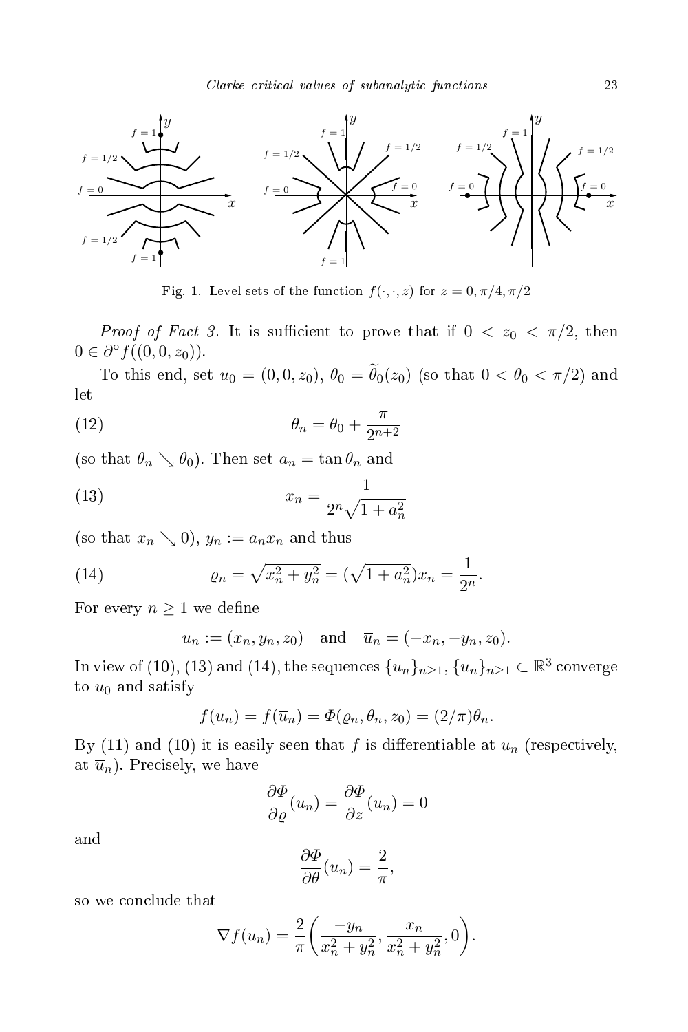Fig. 1. Level sets of the function $f(\cdot,\cdot,z)$ for $z = 0, \pi/4, \pi/2$

*Proof of Fact 3.* It is sufficient to prove that if $0 < z_0 < \pi/2$, then $0 \in \partial^\circ f((0,0,z_0))$.

To this end, set $u_0 = (0,0,z_0)$, $\theta_0 = \widetilde{\theta}_0(z_0)$ (so that $0 < \theta_0 < \pi/2$) and let

$$\theta_n = \theta_0 + \frac{\pi}{2^{n+2}} \tag{12}$$

(so that $\theta_n \searrow \theta_0$). Then set $a_n = \tan\theta_n$ and

$$x_n = \frac{1}{2^n\sqrt{1+a_n^2}} \tag{13}$$

(so that $x_n \searrow 0$), $y_n := a_n x_n$ and thus

$$\varrho_n = \sqrt{x_n^2 + y_n^2} = (\sqrt{1+a_n^2})x_n = \frac{1}{2^n}. \tag{14}$$

For every $n \geq 1$ we define

$$u_n := (x_n, y_n, z_0) \quad \text{and} \quad \overline{u}_n = (-x_n, -y_n, z_0).$$

In view of (10), (13) and (14), the sequences $\{u_n\}_{n\geq 1}, \{\overline{u}_n\}_{n\geq 1} \subset \mathbb{R}^3$ converge to $u_0$ and satisfy

$$f(u_n) = f(\overline{u}_n) = \Phi(\varrho_n, \theta_n, z_0) = (2/\pi)\theta_n.$$

By (11) and (10) it is easily seen that $f$ is differentiable at $u_n$ (respectively, at $\overline{u}_n$). Precisely, we have

$$\frac{\partial \Phi}{\partial \varrho}(u_n) = \frac{\partial \Phi}{\partial z}(u_n) = 0$$

and

$$\frac{\partial \Phi}{\partial \theta}(u_n) = \frac{2}{\pi},$$

so we conclude that

$$\nabla f(u_n) = \frac{2}{\pi}\left(\frac{-y_n}{x_n^2+y_n^2}, \frac{x_n}{x_n^2+y_n^2}, 0\right).$$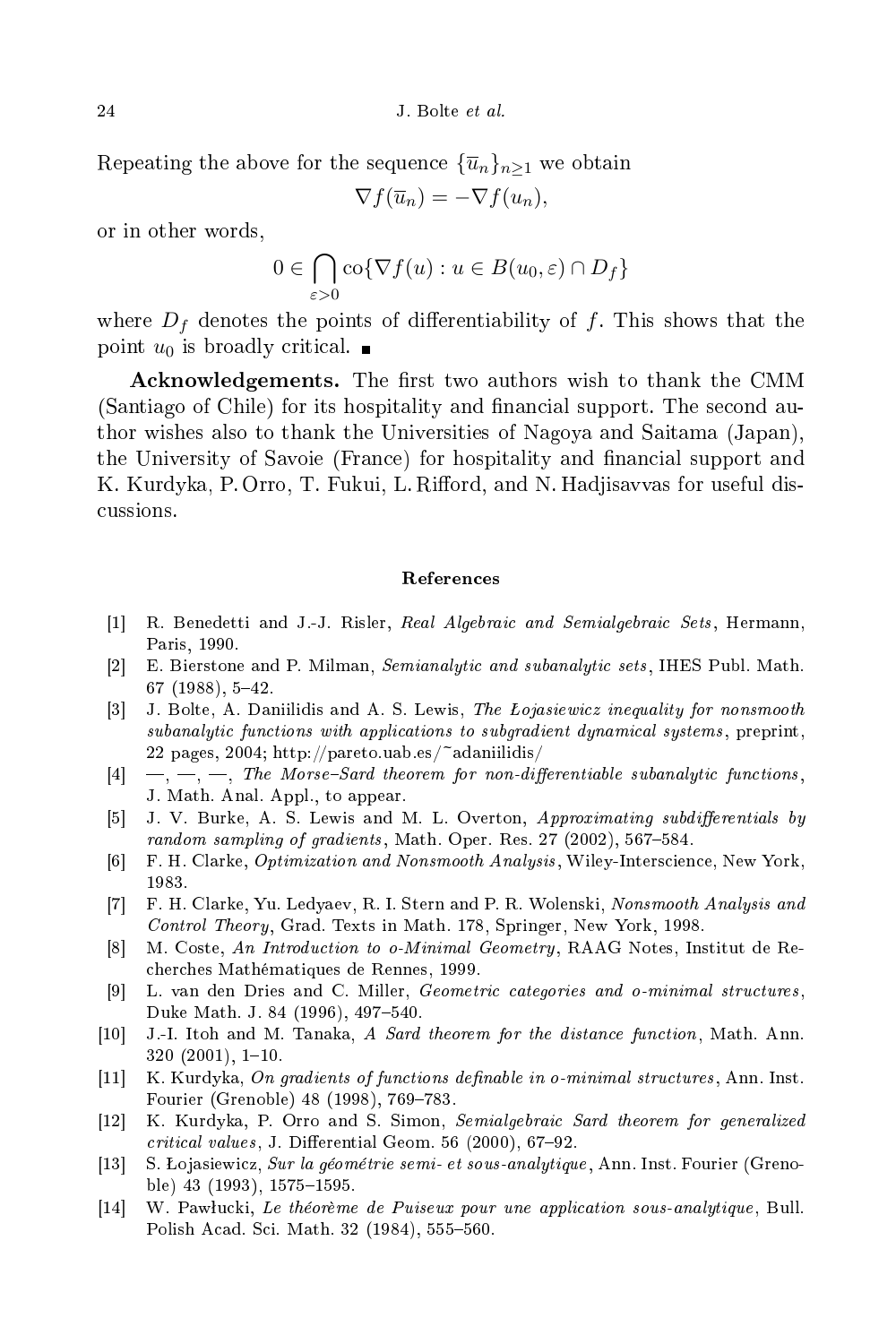Repeating the above for the sequence $\{\overline{u}_n\}_{n\geq 1}$ we obtain

$$\nabla f(\overline{u}_n) = -\nabla f(u_n),$$

or in other words,

$$0 \in \bigcap_{\varepsilon>0} \mathrm{co}\{\nabla f(u) : u \in B(u_0, \varepsilon) \cap D_f\}$$

where $D_f$ denotes the points of differentiability of $f$. This shows that the point $u_0$ is broadly critical. ■

**Acknowledgements.** The first two authors wish to thank the CMM (Santiago of Chile) for its hospitality and financial support. The second author wishes also to thank the Universities of Nagoya and Saitama (Japan), the University of Savoie (France) for hospitality and financial support and K. Kurdyka, P. Orro, T. Fukui, L. Rifford, and N. Hadjisavvas for useful discussions.

## References

[1] R. Benedetti and J.-J. Risler, *Real Algebraic and Semialgebraic Sets*, Hermann, Paris, 1990.

[2] E. Bierstone and P. Milman, *Semianalytic and subanalytic sets*, IHES Publ. Math. 67 (1988), 5–42.

[3] J. Bolte, A. Daniilidis and A. S. Lewis, *The Łojasiewicz inequality for nonsmooth subanalytic functions with applications to subgradient dynamical systems*, preprint, 22 pages, 2004; http://pareto.uab.es/~adaniilidis/

[4] —, —, —, *The Morse–Sard theorem for non-differentiable subanalytic functions*, J. Math. Anal. Appl., to appear.

[5] J. V. Burke, A. S. Lewis and M. L. Overton, *Approximating subdifferentials by random sampling of gradients*, Math. Oper. Res. 27 (2002), 567–584.

[6] F. H. Clarke, *Optimization and Nonsmooth Analysis*, Wiley-Interscience, New York, 1983.

[7] F. H. Clarke, Yu. Ledyaev, R. I. Stern and P. R. Wolenski, *Nonsmooth Analysis and Control Theory*, Grad. Texts in Math. 178, Springer, New York, 1998.

[8] M. Coste, *An Introduction to o-Minimal Geometry*, RAAG Notes, Institut de Recherches Mathématiques de Rennes, 1999.

[9] L. van den Dries and C. Miller, *Geometric categories and o-minimal structures*, Duke Math. J. 84 (1996), 497–540.

[10] J.-I. Itoh and M. Tanaka, *A Sard theorem for the distance function*, Math. Ann. 320 (2001), 1–10.

[11] K. Kurdyka, *On gradients of functions definable in o-minimal structures*, Ann. Inst. Fourier (Grenoble) 48 (1998), 769–783.

[12] K. Kurdyka, P. Orro and S. Simon, *Semialgebraic Sard theorem for generalized critical values*, J. Differential Geom. 56 (2000), 67–92.

[13] S. Łojasiewicz, *Sur la géométrie semi- et sous-analytique*, Ann. Inst. Fourier (Grenoble) 43 (1993), 1575–1595.

[14] W. Pawłucki, *Le théorème de Puiseux pour une application sous-analytique*, Bull. Polish Acad. Sci. Math. 32 (1984), 555–560.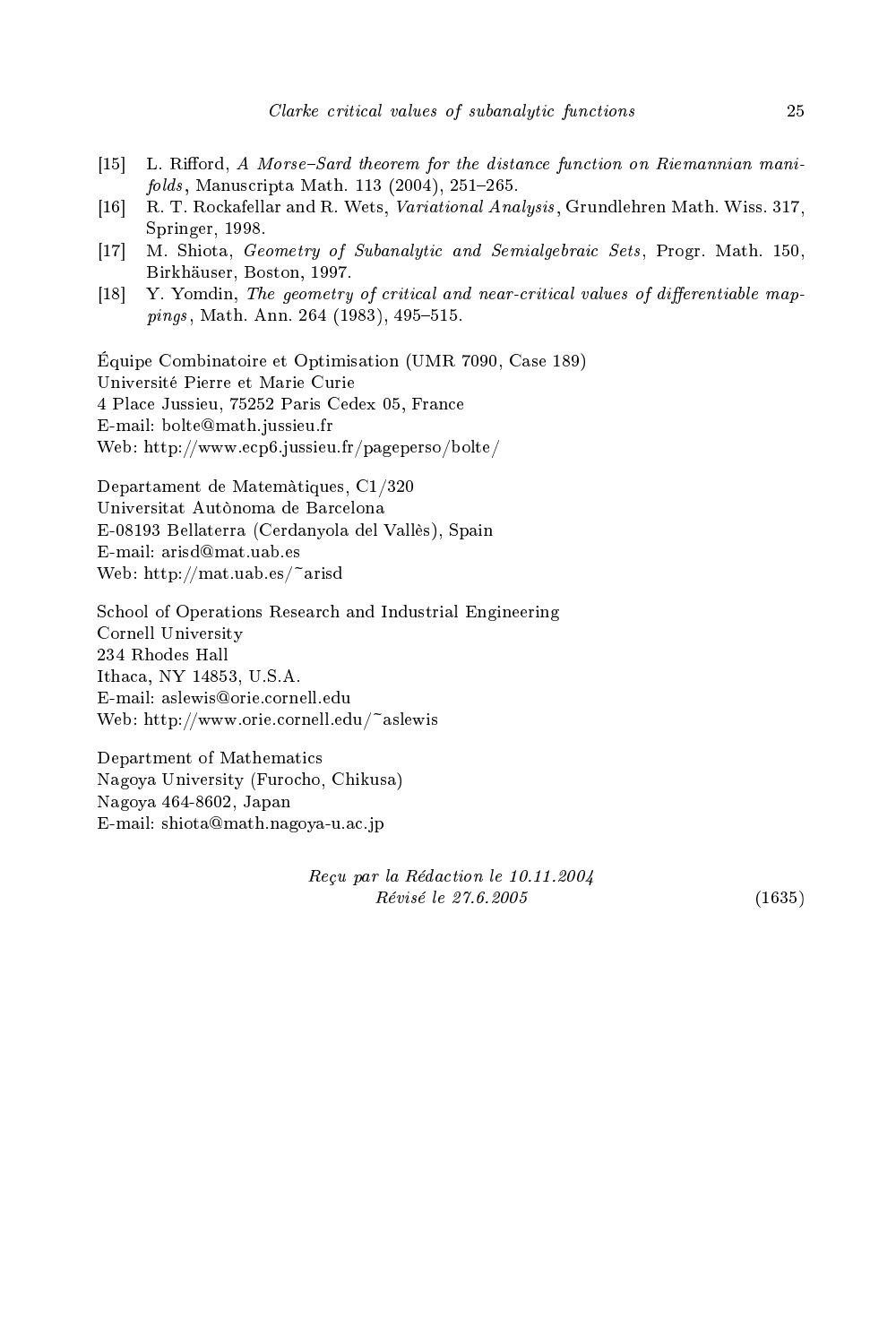[15] L. Rifford, *A Morse–Sard theorem for the distance function on Riemannian manifolds*, Manuscripta Math. 113 (2004), 251–265.

[16] R. T. Rockafellar and R. Wets, *Variational Analysis*, Grundlehren Math. Wiss. 317, Springer, 1998.

[17] M. Shiota, *Geometry of Subanalytic and Semialgebraic Sets*, Progr. Math. 150, Birkhäuser, Boston, 1997.

[18] Y. Yomdin, *The geometry of critical and near-critical values of differentiable mappings*, Math. Ann. 264 (1983), 495–515.

Équipe Combinatoire et Optimisation (UMR 7090, Case 189)
Université Pierre et Marie Curie
4 Place Jussieu, 75252 Paris Cedex 05, France
E-mail: bolte@math.jussieu.fr
Web: http://www.ecp6.jussieu.fr/pageperso/bolte/

Departament de Matemàtiques, C1/320
Universitat Autònoma de Barcelona
E-08193 Bellaterra (Cerdanyola del Vallès), Spain
E-mail: arisd@mat.uab.es
Web: http://mat.uab.es/~arisd

School of Operations Research and Industrial Engineering
Cornell University
234 Rhodes Hall
Ithaca, NY 14853, U.S.A.
E-mail: aslewis@orie.cornell.edu
Web: http://www.orie.cornell.edu/~aslewis

Department of Mathematics
Nagoya University (Furocho, Chikusa)
Nagoya 464-8602, Japan
E-mail: shiota@math.nagoya-u.ac.jp

*Reçu par la Rédaction le 10.11.2004*
*Révisé le 27.6.2005* (1635)